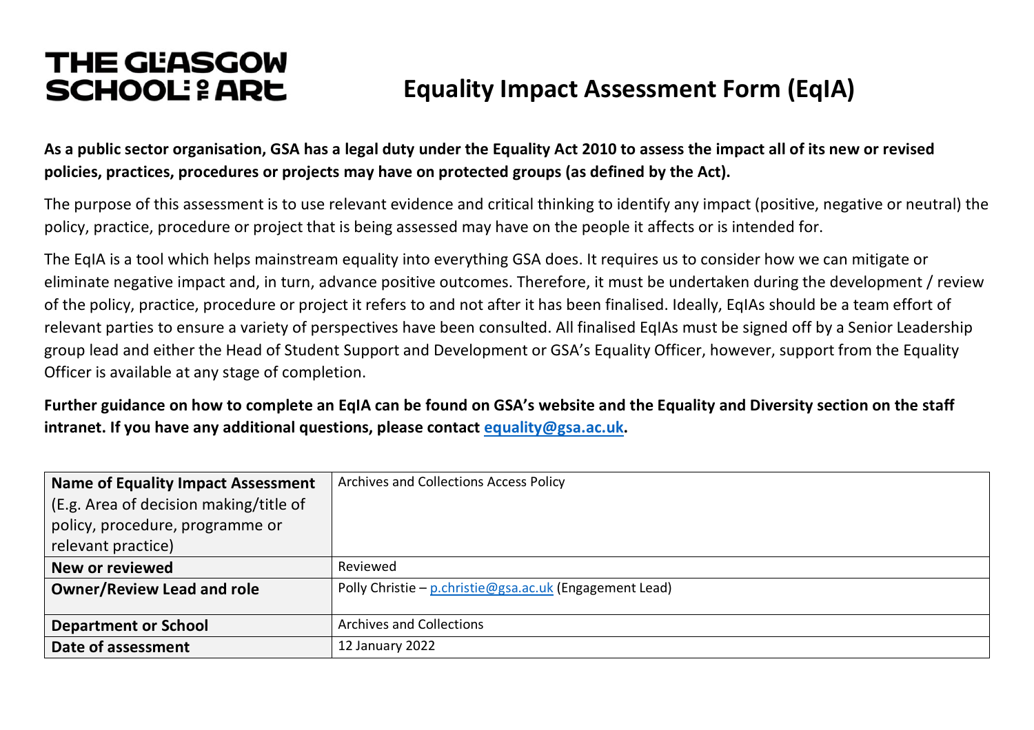# THE GLASGOW SCHOOL OF ART

# Equality Impact Assessment Form (EqIA)

**As a public sector organisation, GSA has a legal duty under the Equality Act 2010 to assess the impact all of its new or revised policies, practices, procedures or projects may have on protected groups (as defined by the Act).**

The purpose of this assessment is to use relevant evidence and critical thinking to identify any impact (positive, negative or neutral) the policy, practice, procedure or project that is being assessed may have on the people it affects or is intended for.

The EqIA is a tool which helps mainstream equality into everything GSA does. It requires us to consider how we can mitigate or eliminate negative impact and, in turn, advance positive outcomes. Therefore, it must be undertaken during the development / review of the policy, practice, procedure or project it refers to and not after it has been finalised. Ideally, EqIAs should be a team effort of relevant parties to ensure a variety of perspectives have been consulted. All finalised EqIAs must be signed off by a Senior Leadership group lead and either the Head of Student Support and Development or GSA's Equality Officer, however, support from the Equality Officer is available at any stage of completion.

**Further guidance on how to complete an EqIA can be found on GSA's website and the Equality and Diversity section on the staff intranet. If you have any additional questions, please contact [equality@gsa.ac.uk](mailto:equality@gsa.ac.uk).**

| | |
|---|---|
| **Name of Equality Impact Assessment** (E.g. Area of decision making/title of policy, procedure, programme or relevant practice) | Archives and Collections Access Policy |
| **New or reviewed** | Reviewed |
| **Owner/Review Lead and role** | Polly Christie – [p.christie@gsa.ac.uk](mailto:p.christie@gsa.ac.uk) (Engagement Lead) |
| **Department or School** | Archives and Collections |
| **Date of assessment** | 12 January 2022 |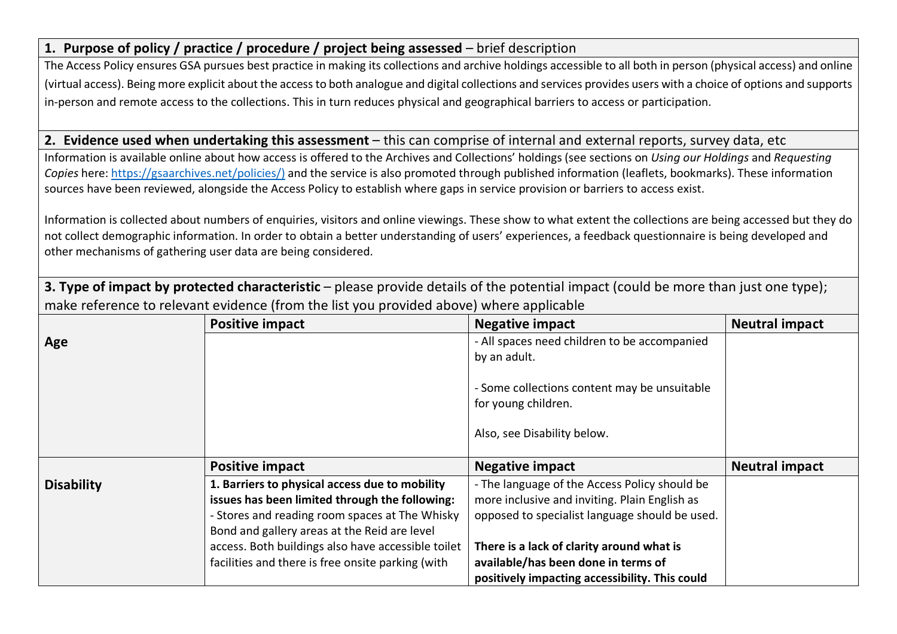**1. Purpose of policy / practice / procedure / project being assessed** – brief description

The Access Policy ensures GSA pursues best practice in making its collections and archive holdings accessible to all both in person (physical access) and online (virtual access). Being more explicit about the access to both analogue and digital collections and services provides users with a choice of options and supports in-person and remote access to the collections. This in turn reduces physical and geographical barriers to access or participation.

**2. Evidence used when undertaking this assessment** – this can comprise of internal and external reports, survey data, etc

Information is available online about how access is offered to the Archives and Collections' holdings (see sections on *Using our Holdings* and *Requesting Copies* here: https://gsaarchives.net/policies/) and the service is also promoted through published information (leaflets, bookmarks). These information sources have been reviewed, alongside the Access Policy to establish where gaps in service provision or barriers to access exist.

Information is collected about numbers of enquiries, visitors and online viewings. These show to what extent the collections are being accessed but they do not collect demographic information. In order to obtain a better understanding of users' experiences, a feedback questionnaire is being developed and other mechanisms of gathering user data are being considered.

**3. Type of impact by protected characteristic** – please provide details of the potential impact (could be more than just one type); make reference to relevant evidence (from the list you provided above) where applicable

| | **Positive impact** | **Negative impact** | **Neutral impact** |
|---|---|---|---|
| **Age** | | - All spaces need children to be accompanied by an adult.<br><br>- Some collections content may be unsuitable for young children.<br><br>Also, see Disability below. | |
| | **Positive impact** | **Negative impact** | **Neutral impact** |
| **Disability** | **1. Barriers to physical access due to mobility issues has been limited through the following:**<br>- Stores and reading room spaces at The Whisky Bond and gallery areas at the Reid are level access. Both buildings also have accessible toilet facilities and there is free onsite parking (with | - The language of the Access Policy should be more inclusive and inviting. Plain English as opposed to specialist language should be used.<br><br>**There is a lack of clarity around what is available/has been done in terms of positively impacting accessibility. This could** | |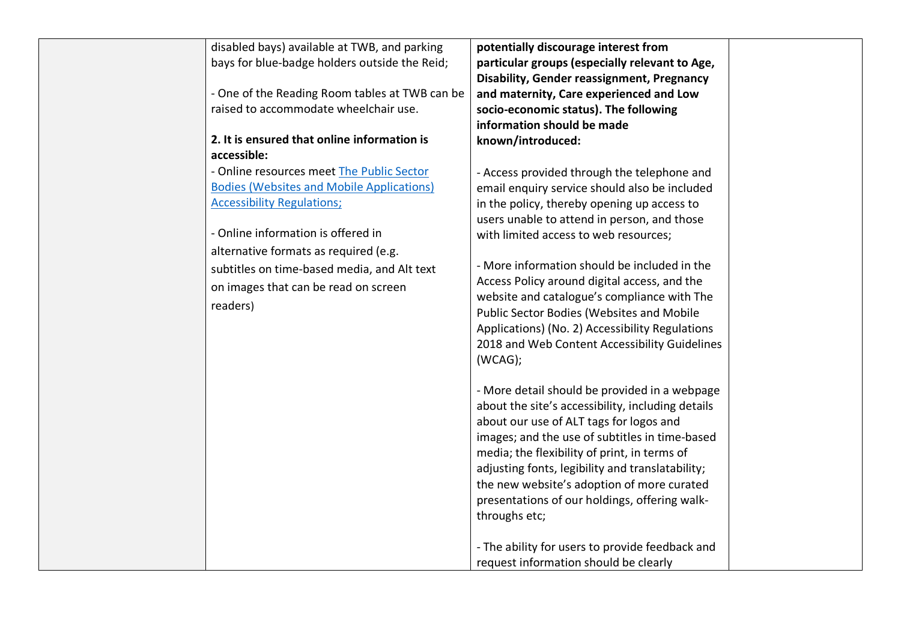|  | disabled bays) available at TWB, and parking bays for blue-badge holders outside the Reid;<br><br>- One of the Reading Room tables at TWB can be raised to accommodate wheelchair use.<br><br>**2. It is ensured that online information is accessible:**<br>- Online resources meet [The Public Sector Bodies (Websites and Mobile Applications) Accessibility Regulations;]()<br><br>- Online information is offered in alternative formats as required (e.g. subtitles on time-based media, and Alt text on images that can be read on screen readers) | **potentially discourage interest from particular groups (especially relevant to Age, Disability, Gender reassignment, Pregnancy and maternity, Care experienced and Low socio-economic status). The following information should be made known/introduced:**<br><br>- Access provided through the telephone and email enquiry service should also be included in the policy, thereby opening up access to users unable to attend in person, and those with limited access to web resources;<br><br>- More information should be included in the Access Policy around digital access, and the website and catalogue's compliance with The Public Sector Bodies (Websites and Mobile Applications) (No. 2) Accessibility Regulations 2018 and Web Content Accessibility Guidelines (WCAG);<br><br>- More detail should be provided in a webpage about the site's accessibility, including details about our use of ALT tags for logos and images; and the use of subtitles in time-based media; the flexibility of print, in terms of adjusting fonts, legibility and translatability; the new website's adoption of more curated presentations of our holdings, offering walk-throughs etc;<br><br>- The ability for users to provide feedback and request information should be clearly |  |
|---|---|---|---|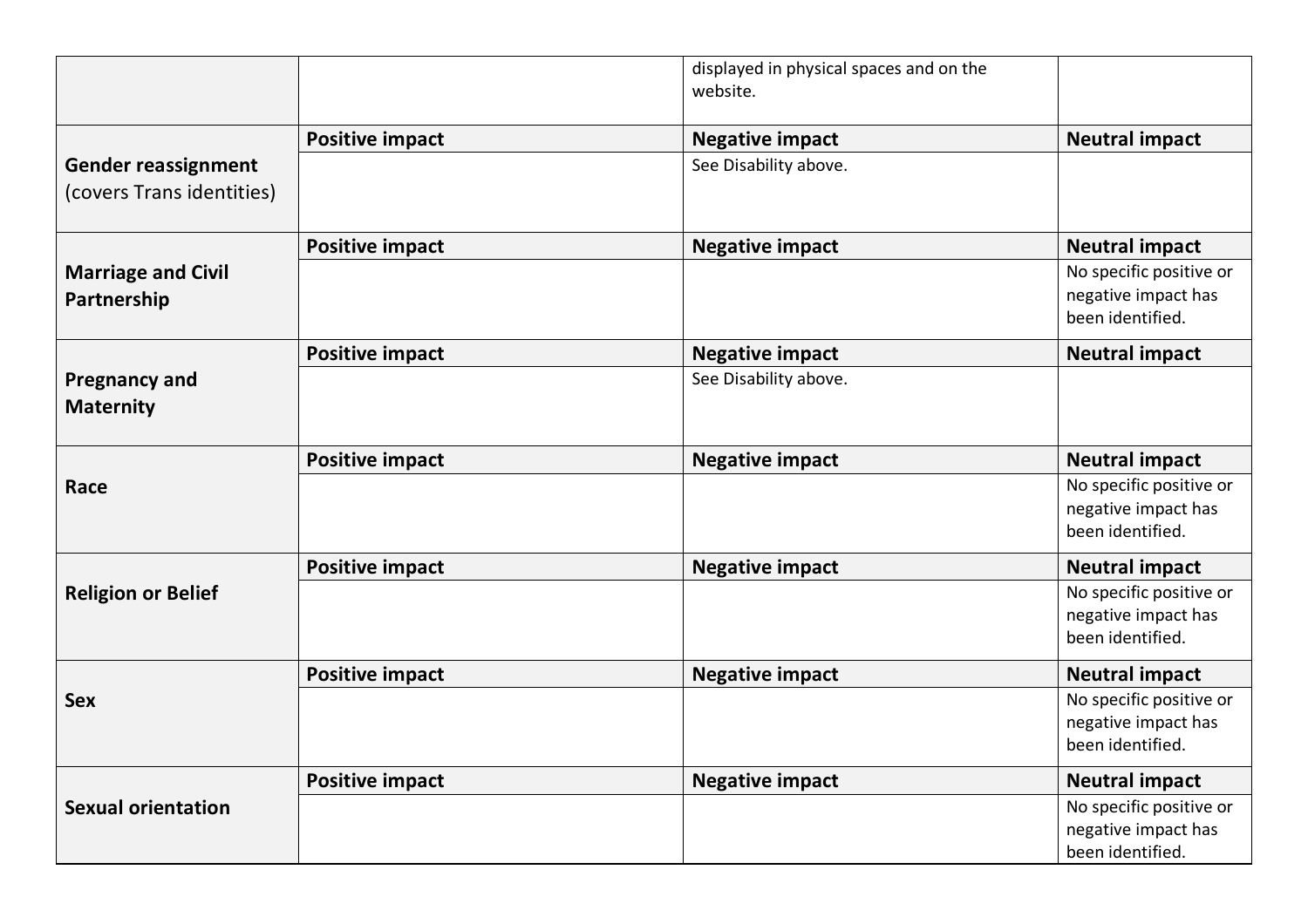| | | | |
|---|---|---|---|
| | | displayed in physical spaces and on the website. | |
| **Gender reassignment** (covers Trans identities) | **Positive impact** | **Negative impact** | **Neutral impact** |
| | | See Disability above. | |
| **Marriage and Civil Partnership** | **Positive impact** | **Negative impact** | **Neutral impact** |
| | | | No specific positive or negative impact has been identified. |
| **Pregnancy and Maternity** | **Positive impact** | **Negative impact** | **Neutral impact** |
| | | See Disability above. | |
| **Race** | **Positive impact** | **Negative impact** | **Neutral impact** |
| | | | No specific positive or negative impact has been identified. |
| **Religion or Belief** | **Positive impact** | **Negative impact** | **Neutral impact** |
| | | | No specific positive or negative impact has been identified. |
| **Sex** | **Positive impact** | **Negative impact** | **Neutral impact** |
| | | | No specific positive or negative impact has been identified. |
| **Sexual orientation** | **Positive impact** | **Negative impact** | **Neutral impact** |
| | | | No specific positive or negative impact has been identified. |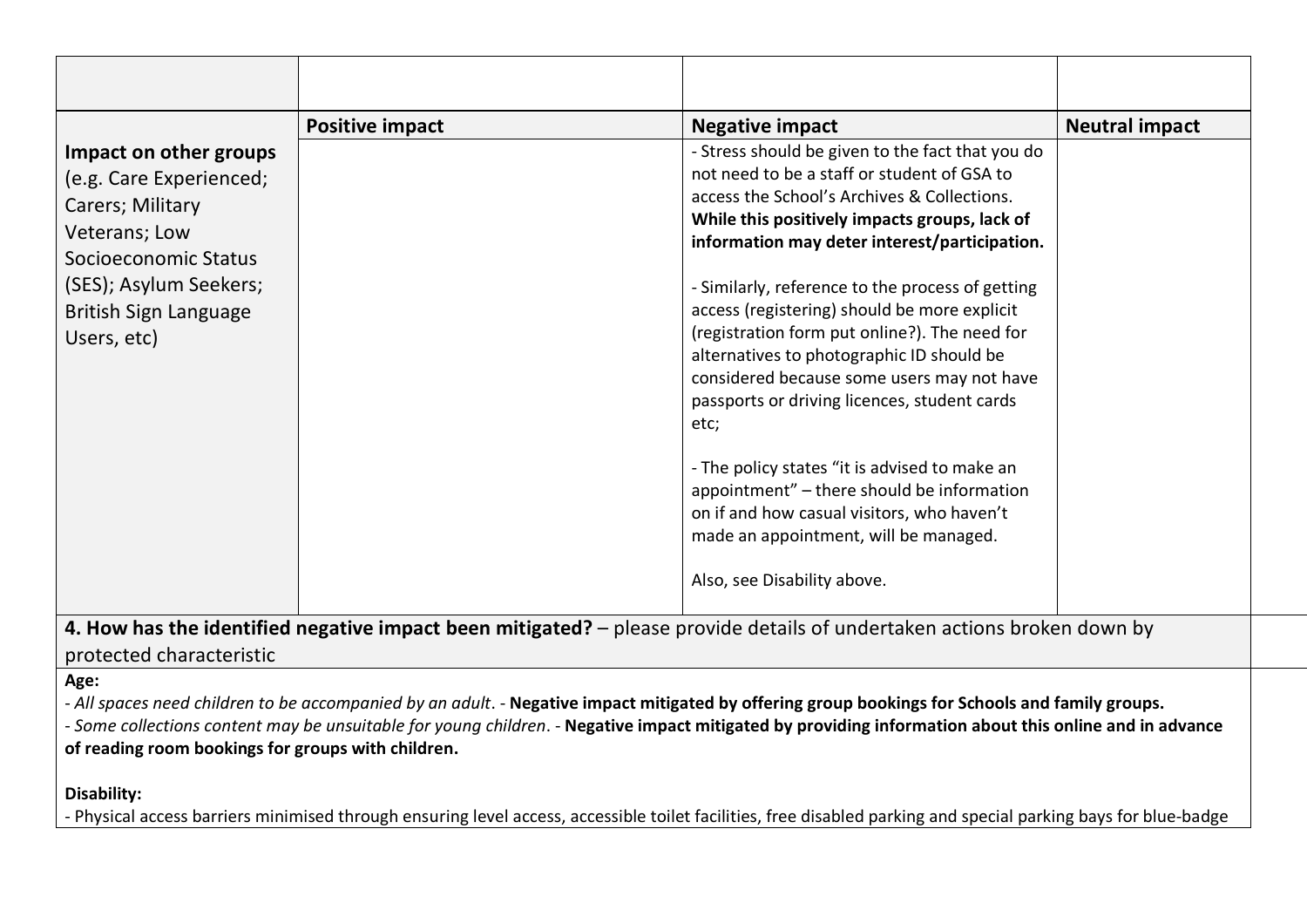| | | | |
|---|---|---|---|
| | **Positive impact** | **Negative impact** | **Neutral impact** |
| **Impact on other groups** (e.g. Care Experienced; Carers; Military Veterans; Low Socioeconomic Status (SES); Asylum Seekers; British Sign Language Users, etc) | | - Stress should be given to the fact that you do not need to be a staff or student of GSA to access the School's Archives & Collections. **While this positively impacts groups, lack of information may deter interest/participation.**<br><br>- Similarly, reference to the process of getting access (registering) should be more explicit (registration form put online?). The need for alternatives to photographic ID should be considered because some users may not have passports or driving licences, student cards etc;<br><br>- The policy states "it is advised to make an appointment" – there should be information on if and how casual visitors, who haven't made an appointment, will be managed.<br><br>Also, see Disability above. | |

**4. How has the identified negative impact been mitigated?** – please provide details of undertaken actions broken down by protected characteristic

**Age:**

- *All spaces need children to be accompanied by an adult*. - **Negative impact mitigated by offering group bookings for Schools and family groups.**
- *Some collections content may be unsuitable for young children*. - **Negative impact mitigated by providing information about this online and in advance of reading room bookings for groups with children.**

**Disability:**

- Physical access barriers minimised through ensuring level access, accessible toilet facilities, free disabled parking and special parking bays for blue-badge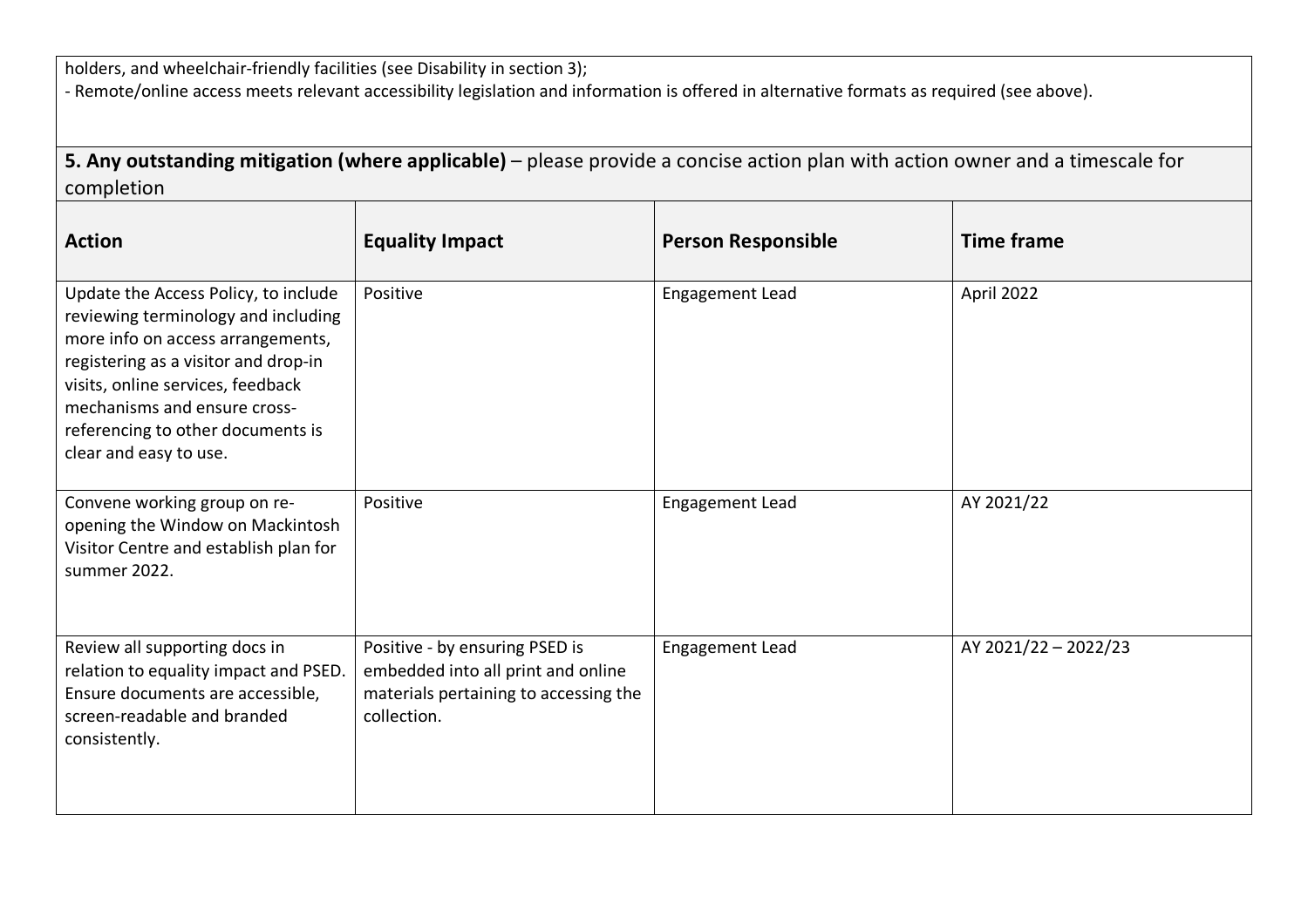holders, and wheelchair-friendly facilities (see Disability in section 3);
- Remote/online access meets relevant accessibility legislation and information is offered in alternative formats as required (see above).

**5. Any outstanding mitigation (where applicable)** – please provide a concise action plan with action owner and a timescale for completion

| Action | Equality Impact | Person Responsible | Time frame |
|---|---|---|---|
| Update the Access Policy, to include reviewing terminology and including more info on access arrangements, registering as a visitor and drop-in visits, online services, feedback mechanisms and ensure cross-referencing to other documents is clear and easy to use. | Positive | Engagement Lead | April 2022 |
| Convene working group on re-opening the Window on Mackintosh Visitor Centre and establish plan for summer 2022. | Positive | Engagement Lead | AY 2021/22 |
| Review all supporting docs in relation to equality impact and PSED. Ensure documents are accessible, screen-readable and branded consistently. | Positive - by ensuring PSED is embedded into all print and online materials pertaining to accessing the collection. | Engagement Lead | AY 2021/22 – 2022/23 |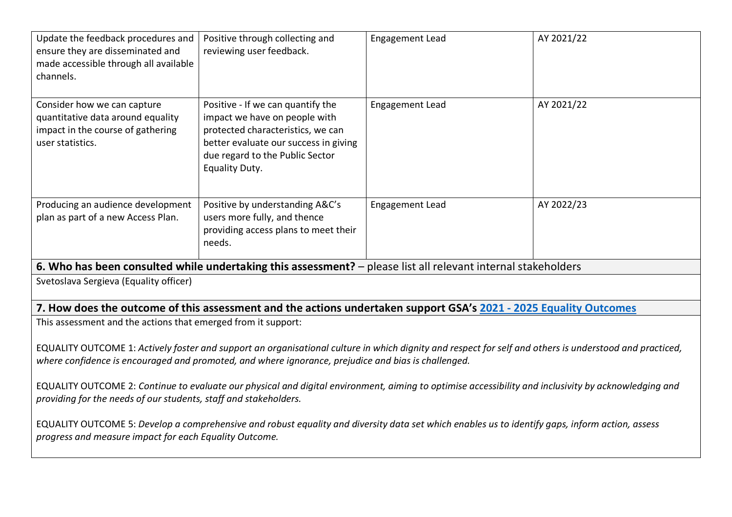| | | | |
|---|---|---|---|
| Update the feedback procedures and ensure they are disseminated and made accessible through all available channels. | Positive through collecting and reviewing user feedback. | Engagement Lead | AY 2021/22 |
| Consider how we can capture quantitative data around equality impact in the course of gathering user statistics. | Positive - If we can quantify the impact we have on people with protected characteristics, we can better evaluate our success in giving due regard to the Public Sector Equality Duty. | Engagement Lead | AY 2021/22 |
| Producing an audience development plan as part of a new Access Plan. | Positive by understanding A&C's users more fully, and thence providing access plans to meet their needs. | Engagement Lead | AY 2022/23 |

**6. Who has been consulted while undertaking this assessment?** – please list all relevant internal stakeholders

Svetoslava Sergieva (Equality officer)

**7. How does the outcome of this assessment and the actions undertaken support GSA's 2021 - 2025 Equality Outcomes**

This assessment and the actions that emerged from it support:

EQUALITY OUTCOME 1: *Actively foster and support an organisational culture in which dignity and respect for self and others is understood and practiced, where confidence is encouraged and promoted, and where ignorance, prejudice and bias is challenged.*

EQUALITY OUTCOME 2: *Continue to evaluate our physical and digital environment, aiming to optimise accessibility and inclusivity by acknowledging and providing for the needs of our students, staff and stakeholders.*

EQUALITY OUTCOME 5: *Develop a comprehensive and robust equality and diversity data set which enables us to identify gaps, inform action, assess progress and measure impact for each Equality Outcome.*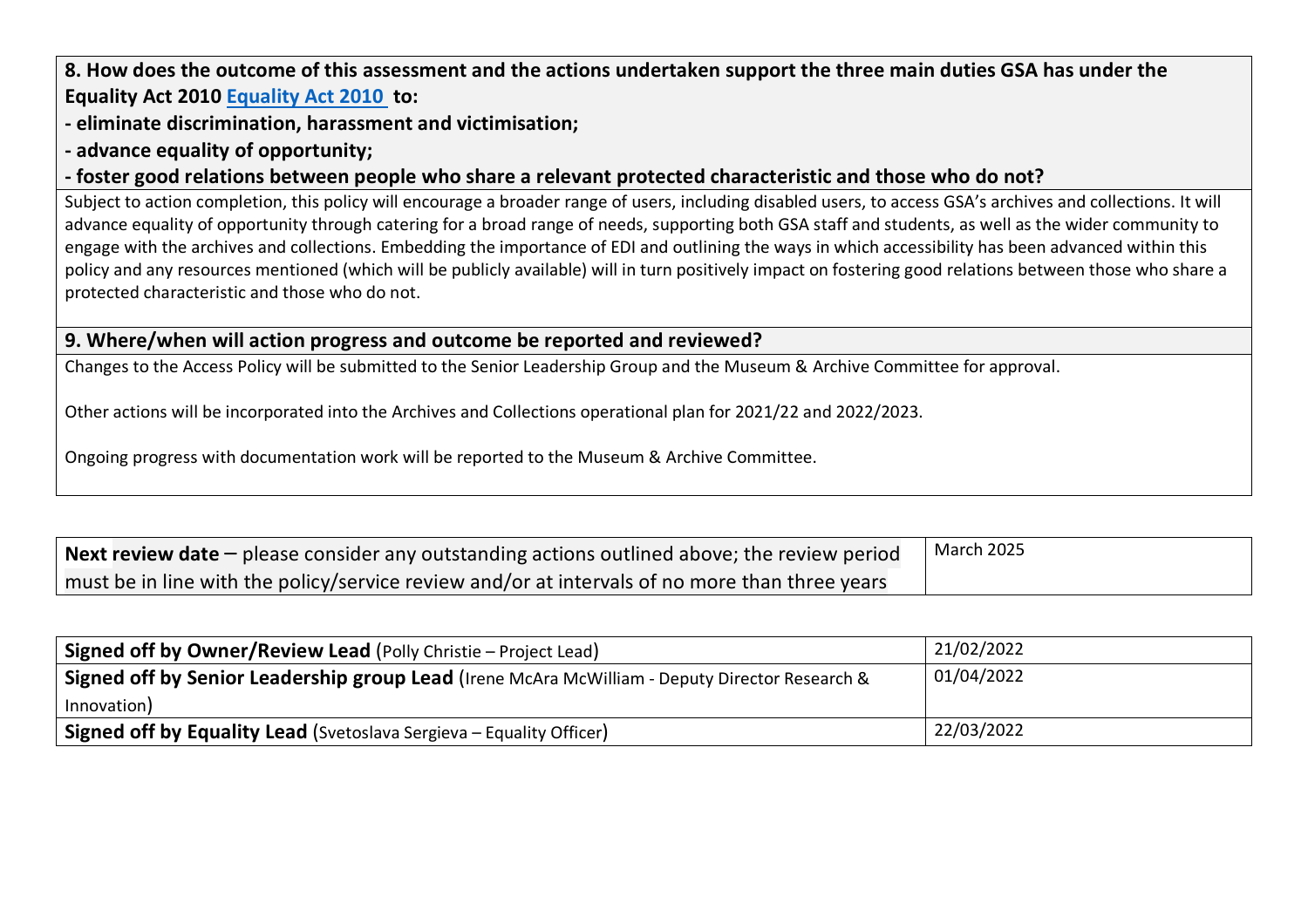**8. How does the outcome of this assessment and the actions undertaken support the three main duties GSA has under the Equality Act 2010 [Equality Act 2010](#) to:**

**- eliminate discrimination, harassment and victimisation;**

**- advance equality of opportunity;**

**- foster good relations between people who share a relevant protected characteristic and those who do not?**

Subject to action completion, this policy will encourage a broader range of users, including disabled users, to access GSA's archives and collections. It will advance equality of opportunity through catering for a broad range of needs, supporting both GSA staff and students, as well as the wider community to engage with the archives and collections. Embedding the importance of EDI and outlining the ways in which accessibility has been advanced within this policy and any resources mentioned (which will be publicly available) will in turn positively impact on fostering good relations between those who share a protected characteristic and those who do not.

**9. Where/when will action progress and outcome be reported and reviewed?**

Changes to the Access Policy will be submitted to the Senior Leadership Group and the Museum & Archive Committee for approval.

Other actions will be incorporated into the Archives and Collections operational plan for 2021/22 and 2022/2023.

Ongoing progress with documentation work will be reported to the Museum & Archive Committee.

| | |
|---|---|
| **Next review date** – please consider any outstanding actions outlined above; the review period must be in line with the policy/service review and/or at intervals of no more than three years | March 2025 |

| | |
|---|---|
| **Signed off by Owner/Review Lead** (Polly Christie – Project Lead) | 21/02/2022 |
| **Signed off by Senior Leadership group Lead** (Irene McAra McWilliam - Deputy Director Research & Innovation) | 01/04/2022 |
| **Signed off by Equality Lead** (Svetoslava Sergieva – Equality Officer) | 22/03/2022 |